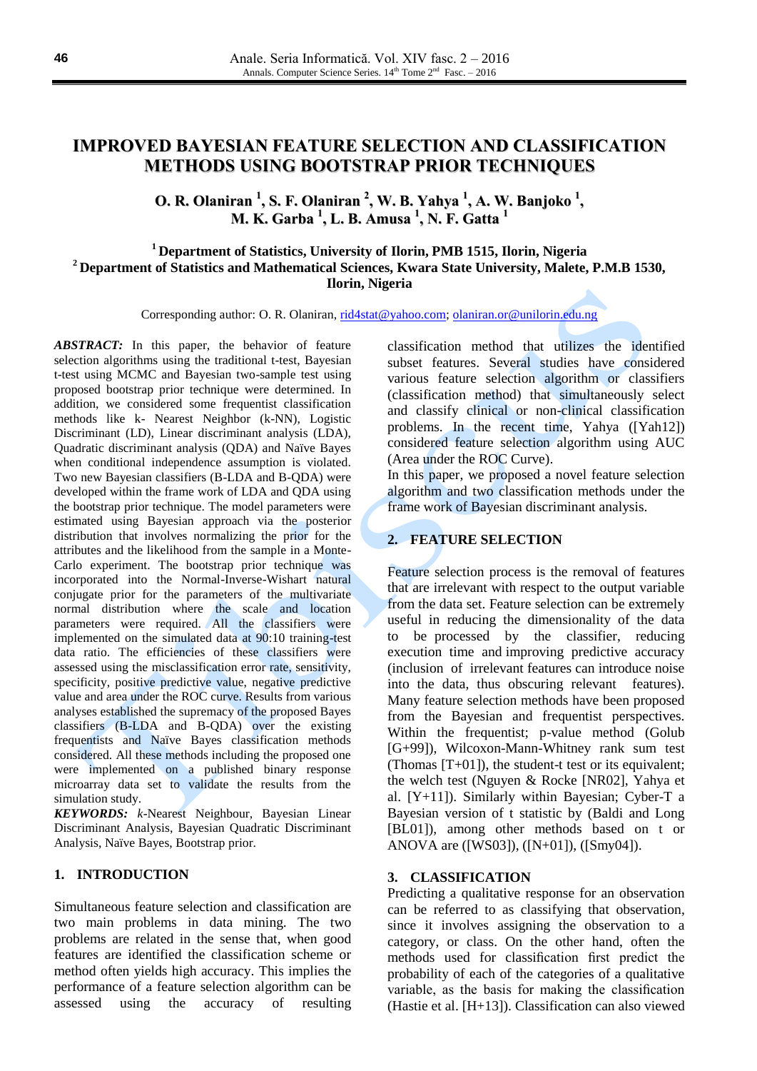# IMPROVED BAYESIAN FEATURE SELECTION AND CLASSIFICATION METHODS USING BOOTSTRAP PRIOR TECHNIQUES

**O. R. Olaniran [1], S. F. Olaniran [2], W. B. Yahya [1], A. W. Banjoko [1], M. K. Garba [1], L. B. Amusa [1], N. F. Gatta [1]**

**[1] Department of Statistics, University of Ilorin, PMB 1515, Ilorin, Nigeria**
**[2] Department of Statistics and Mathematical Sciences, Kwara State University, Malete, P.M.B 1530, Ilorin, Nigeria**

Corresponding author: O. R. Olaniran, rid4stat@yahoo.com; olaniran.or@unilorin.edu.ng

***ABSTRACT:*** In this paper, the behavior of feature selection algorithms using the traditional t-test, Bayesian t-test using MCMC and Bayesian two-sample test using proposed bootstrap prior technique were determined. In addition, we considered some frequentist classification methods like k- Nearest Neighbor (k-NN), Logistic Discriminant (LD), Linear discriminant analysis (LDA), Quadratic discriminant analysis (QDA) and Naïve Bayes when conditional independence assumption is violated. Two new Bayesian classifiers (B-LDA and B-QDA) were developed within the frame work of LDA and QDA using the bootstrap prior technique. The model parameters were estimated using Bayesian approach via the posterior distribution that involves normalizing the prior for the attributes and the likelihood from the sample in a Monte-Carlo experiment. The bootstrap prior technique was incorporated into the Normal-Inverse-Wishart natural conjugate prior for the parameters of the multivariate normal distribution where the scale and location parameters were required. All the classifiers were implemented on the simulated data at 90:10 training-test data ratio. The efficiencies of these classifiers were assessed using the misclassification error rate, sensitivity, specificity, positive predictive value, negative predictive value and area under the ROC curve. Results from various analyses established the supremacy of the proposed Bayes classifiers (B-LDA and B-QDA) over the existing frequentists and Naïve Bayes classification methods considered. All these methods including the proposed one were implemented on a published binary response microarray data set to validate the results from the simulation study.

***KEYWORDS:*** *k*-Nearest Neighbour, Bayesian Linear Discriminant Analysis, Bayesian Quadratic Discriminant Analysis, Naïve Bayes, Bootstrap prior.

## 1. INTRODUCTION

Simultaneous feature selection and classification are two main problems in data mining. The two problems are related in the sense that, when good features are identified the classification scheme or method often yields high accuracy. This implies the performance of a feature selection algorithm can be assessed using the accuracy of resulting classification method that utilizes the identified subset features. Several studies have considered various feature selection algorithm or classifiers (classification method) that simultaneously select and classify clinical or non-clinical classification problems. In the recent time, Yahya ([Yah12]) considered feature selection algorithm using AUC (Area under the ROC Curve).

In this paper, we proposed a novel feature selection algorithm and two classification methods under the frame work of Bayesian discriminant analysis.

## 2. FEATURE SELECTION

Feature selection process is the removal of features that are irrelevant with respect to the output variable from the data set. Feature selection can be extremely useful in reducing the dimensionality of the data to be processed by the classifier, reducing execution time and improving predictive accuracy (inclusion of irrelevant features can introduce noise into the data, thus obscuring relevant features). Many feature selection methods have been proposed from the Bayesian and frequentist perspectives. Within the frequentist; p-value method (Golub [G+99]), Wilcoxon-Mann-Whitney rank sum test (Thomas [T+01]), the student-t test or its equivalent; the welch test (Nguyen & Rocke [NR02], Yahya et al. [Y+11]). Similarly within Bayesian; Cyber-T a Bayesian version of t statistic by (Baldi and Long [BL01]), among other methods based on t or ANOVA are ([WS03]), ([N+01]), ([Smy04]).

## 3. CLASSIFICATION

Predicting a qualitative response for an observation can be referred to as classifying that observation, since it involves assigning the observation to a category, or class. On the other hand, often the methods used for classification first predict the probability of each of the categories of a qualitative variable, as the basis for making the classification (Hastie et al. [H+13]). Classification can also viewed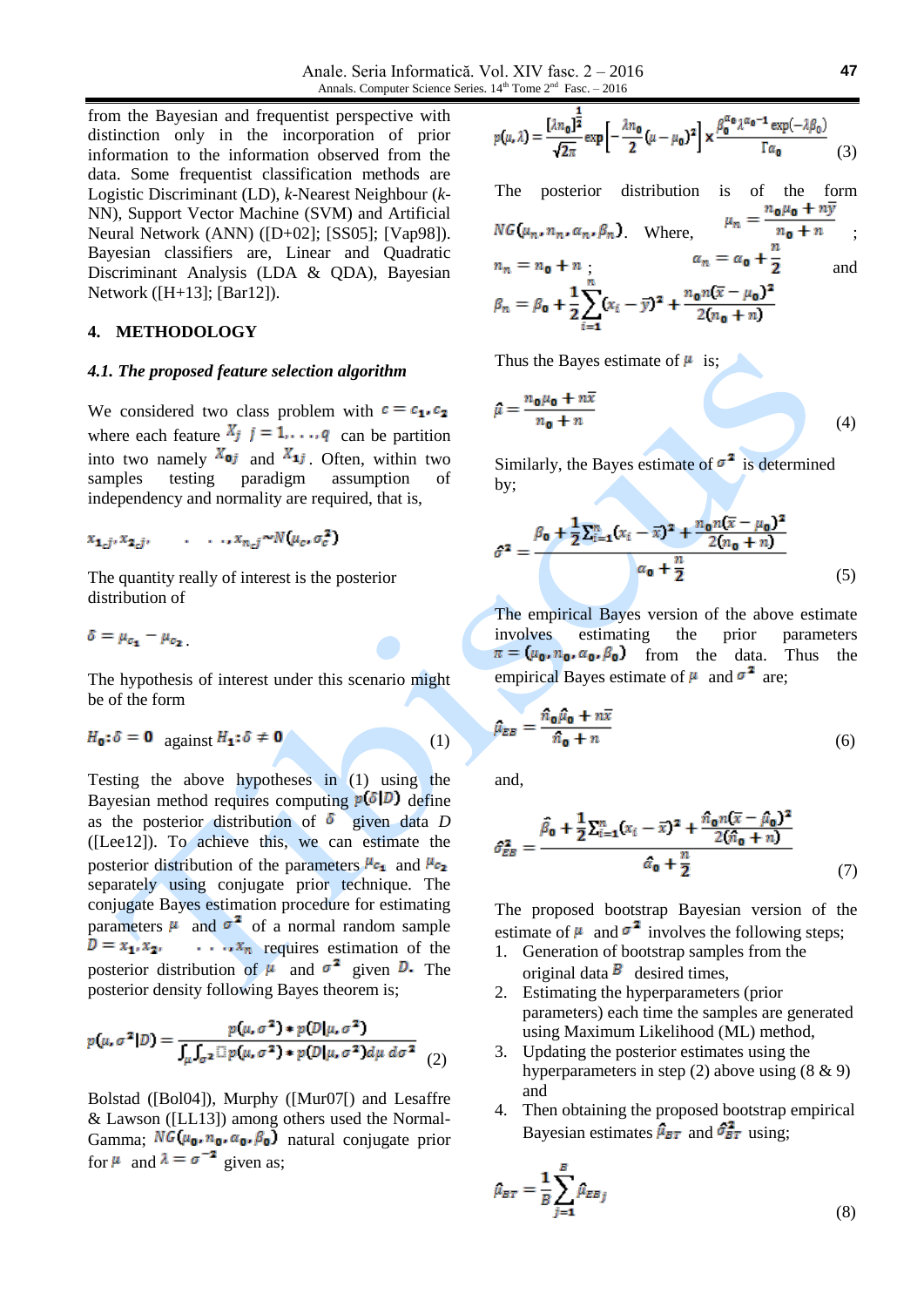from the Bayesian and frequentist perspective with distinction only in the incorporation of prior information to the information observed from the data. Some frequentist classification methods are Logistic Discriminant (LD), *k*-Nearest Neighbour (*k*-NN), Support Vector Machine (SVM) and Artificial Neural Network (ANN) ([D+02]; [SS05]; [Vap98]). Bayesian classifiers are, Linear and Quadratic Discriminant Analysis (LDA & QDA), Bayesian Network ([H+13]; [Bar12]).

## 4. METHODOLOGY

### *4.1. The proposed feature selection algorithm*

We considered two class problem with $c = c_1, c_2$ where each feature $X_j$ $j = 1, \ldots, q$ can be partition into two namely $X_{0j}$ and $X_{1j}$. Often, within two samples testing paradigm assumption of independency and normality are required, that is,

$$x_{1_c j}, x_{2_c j}, \quad \ldots, x_{n_c j} \sim N(\mu_c, \sigma_c^2)$$

The quantity really of interest is the posterior distribution of

$$\delta = \mu_{c_1} - \mu_{c_2}.$$

The hypothesis of interest under this scenario might be of the form

$$H_0: \delta = 0 \quad \text{against} \quad H_1: \delta \neq 0 \tag{1}$$

Testing the above hypotheses in (1) using the Bayesian method requires computing $p(\delta|D)$ define as the posterior distribution of $\delta$ given data *D* ([Lee12]). To achieve this, we can estimate the posterior distribution of the parameters $\mu_{c_1}$ and $\mu_{c_2}$ separately using conjugate prior technique. The conjugate Bayes estimation procedure for estimating parameters $\mu$ and $\sigma^2$ of a normal random sample $D = x_1, x_2, \quad \ldots, x_n$ requires estimation of the posterior distribution of $\mu$ and $\sigma^2$ given $D$. The posterior density following Bayes theorem is;

$$p(\mu, \sigma^2|D) = \frac{p(\mu, \sigma^2) * p(D|\mu, \sigma^2)}{\int_\mu \int_{\sigma^2} p(\mu, \sigma^2) * p(D|\mu, \sigma^2) d\mu \, d\sigma^2} \tag{2}$$

Bolstad ([Bol04]), Murphy ([Mur07[) and Lesaffre & Lawson ([LL13]) among others used the Normal-Gamma; $NG(\mu_0, n_0, \alpha_0, \beta_0)$ natural conjugate prior for $\mu$ and $\lambda = \sigma^{-2}$ given as;

$$p(\mu, \lambda) = \frac{[\lambda n_0]^{\frac{1}{2}}}{\sqrt{2\pi}} \exp\left[-\frac{\lambda n_0}{2}(\mu - \mu_0)^2\right] \times \frac{\beta_0^{\alpha_0} \lambda^{\alpha_0 - 1} \exp(-\lambda \beta_0)}{\Gamma \alpha_0} \tag{3}$$

The posterior distribution is of the form $NG(\mu_n, n_n, \alpha_n, \beta_n)$. Where, $\mu_n = \frac{n_0 \mu_0 + n\bar{y}}{n_0 + n}$; $n_n = n_0 + n$; $\alpha_n = \alpha_0 + \frac{n}{2}$ and $\beta_n = \beta_0 + \frac{1}{2}\sum_{i=1}^{n}(x_i - \bar{y})^2 + \frac{n_0 n(\bar{x} - \mu_0)^2}{2(n_0 + n)}$

Thus the Bayes estimate of $\mu$ is;

$$\hat{\mu} = \frac{n_0 \mu_0 + n\bar{x}}{n_0 + n} \tag{4}$$

Similarly, the Bayes estimate of $\sigma^2$ is determined by;

$$\hat{\sigma}^2 = \frac{\beta_0 + \frac{1}{2}\sum_{i=1}^{n}(x_i - \bar{x})^2 + \frac{n_0 n(\bar{x} - \mu_0)^2}{2(n_0 + n)}}{\alpha_0 + \frac{n}{2}} \tag{5}$$

The empirical Bayes version of the above estimate involves estimating the prior parameters $\pi = (\mu_0, n_0, \alpha_0, \beta_0)$ from the data. Thus the empirical Bayes estimate of $\mu$ and $\sigma^2$ are;

$$\hat{\mu}_{EB} = \frac{\hat{n}_0 \hat{\mu}_0 + n\bar{x}}{\hat{n}_0 + n} \tag{6}$$

and,

$$\hat{\sigma}^2_{EB} = \frac{\hat{\beta}_0 + \frac{1}{2}\sum_{i=1}^{n}(x_i - \bar{x})^2 + \frac{\hat{n}_0 n(\bar{x} - \hat{\mu}_0)^2}{2(\hat{n}_0 + n)}}{\hat{\alpha}_0 + \frac{n}{2}} \tag{7}$$

The proposed bootstrap Bayesian version of the estimate of $\mu$ and $\sigma^2$ involves the following steps;

1. Generation of bootstrap samples from the original data $B$ desired times,
2. Estimating the hyperparameters (prior parameters) each time the samples are generated using Maximum Likelihood (ML) method,
3. Updating the posterior estimates using the hyperparameters in step (2) above using (8 & 9) and
4. Then obtaining the proposed bootstrap empirical Bayesian estimates $\hat{\mu}_{BT}$ and $\hat{\sigma}^2_{BT}$ using;

$$\hat{\mu}_{BT} = \frac{1}{B}\sum_{j=1}^{B} \hat{\mu}_{EB_j} \tag{8}$$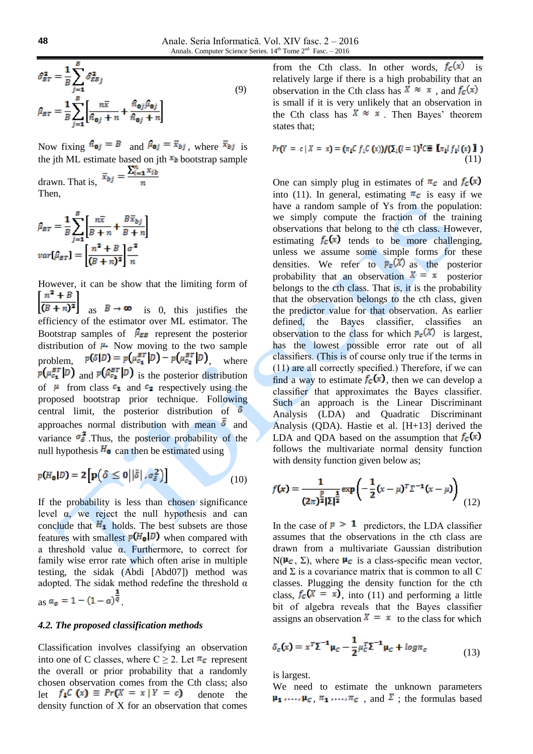$$\hat{\sigma}^2_{BT} = \frac{1}{B}\sum_{j=1}^{B} \hat{\sigma}^2_{EB_j}$$

$$\hat{\mu}_{BT} = \frac{1}{B}\sum_{j=1}^{B}\left[\frac{n\bar{x}}{\hat{n}_{0j}+n} + \frac{\hat{n}_{0j}\hat{\mu}_{0j}}{\hat{n}_{0j}+n}\right] \qquad (9)$$

Now fixing $\hat{n}_{0j} = B$ and $\hat{\mu}_{0j} = \bar{x}_{bj}$, where $\bar{x}_{bj}$ is the jth ML estimate based on jth $x_b$ bootstrap sample drawn. That is, $\bar{x}_{bj} = \frac{\sum_{i=1}^{n} x_{ib}}{n}$

Then,

$$\hat{\mu}_{BT} = \frac{1}{B}\sum_{j=1}^{B}\left[\frac{n\bar{x}}{B+n} + \frac{B\bar{x}_{bj}}{B+n}\right]$$

$$var[\hat{\mu}_{BT}] = \left[\frac{n^2+B}{(B+n)^2}\right]\frac{\sigma^2}{n}$$

However, it can be show that the limiting form of $\left[\frac{n^2+B}{(B+n)^2}\right]$ as $B \to \infty$ is 0, this justifies the efficiency of the estimator over ML estimator. The Bootstrap samples of $\hat{\mu}_{EB}$ represent the posterior distribution of $\mu$. Now moving to the two sample problem, $p(\delta|D) = p(\mu^{BT}_{c_1}|D) - p(\mu^{BT}_{c_2}|D)$, where $p(\mu^{BT}_{c_1}|D)$ and $p(\mu^{BT}_{c_2}|D)$ is the posterior distribution of $\mu$ from class $c_1$ and $c_2$ respectively using the proposed bootstrap prior technique. Following central limit, the posterior distribution of $\delta$ approaches normal distribution with mean $\bar{\delta}$ and variance $\sigma^2_{\delta}$.Thus, the posterior probability of the null hypothesis $H_0$ can then be estimated using

$$p(H_0|D) = 2\left[\mathbf{p}\left(\delta \le 0 \,\middle|\, |\bar{\delta}|, \sigma^2_{\delta}\right)\right] \qquad (10)$$

If the probability is less than chosen significance level α, we reject the null hypothesis and can conclude that $H_1$ holds. The best subsets are those features with smallest $p(H_0|D)$ when compared with a threshold value α. Furthermore, to correct for family wise error rate which often arise in multiple testing, the sidak (Abdi [Abd07]) method was adopted. The sidak method redefine the threshold α as $\alpha_0 = 1-(1-\alpha)^{\frac{1}{q}}$.

### 4.2. The proposed classification methods

Classification involves classifying an observation into one of C classes, where C ≥ 2. Let $\pi_c$ represent the overall or prior probability that a randomly chosen observation comes from the Cth class; also let $f_c(x) \equiv Pr(X = x \mid Y = c)$ denote the density function of X for an observation that comes from the Cth class. In other words, $f_c(x)$ is relatively large if there is a high probability that an observation in the Cth class has $X \approx x$, and $f_c(x)$ is small if it is very unlikely that an observation in the Cth class has $X \approx x$. Then Bayes' theorem states that;

$$Pr(Y = c \mid X = x) = \frac{\pi_c f_c(x)}{\sum_{l=1}^{C} \pi_l f_l(x)} \qquad (11)$$

One can simply plug in estimates of $\pi_c$ and $f_c(x)$ into (11). In general, estimating $\pi_c$ is easy if we have a random sample of Ys from the population: we simply compute the fraction of the training observations that belong to the cth class. However, estimating $f_c(x)$ tends to be more challenging, unless we assume some simple forms for these densities. We refer to $p_c(X)$ as the posterior probability that an observation $X = x$ posterior belongs to the cth class. That is, it is the probability that the observation belongs to the cth class, given the predictor value for that observation. As earlier defined, the Bayes classifier, classifies an observation to the class for which $p_c(X)$ is largest, has the lowest possible error rate out of all classifiers. (This is of course only true if the terms in (11) are all correctly specified.) Therefore, if we can find a way to estimate $f_c(x)$, then we can develop a classifier that approximates the Bayes classifier. Such an approach is the Linear Discriminant Analysis (LDA) and Quadratic Discriminant Analysis (QDA). Hastie et al. [H+13] derived the LDA and QDA based on the assumption that $f_c(x)$ follows the multivariate normal density function with density function given below as;

$$f(x) = \frac{1}{(2\pi)^{\frac{p}{2}}|\Sigma|^{\frac{1}{2}}}\exp\left(-\frac{1}{2}(x-\mu)^T\Sigma^{-1}(x-\mu)\right) \qquad (12)$$

In the case of $p > 1$ predictors, the LDA classifier assumes that the observations in the cth class are drawn from a multivariate Gaussian distribution N($\mu_c$, Σ), where $\mu_c$ is a class-specific mean vector, and Σ is a covariance matrix that is common to all C classes. Plugging the density function for the cth class, $f_c(X = x)$, into (11) and performing a little bit of algebra reveals that the Bayes classifier assigns an observation $X = x$ to the class for which

$$\delta_c(x) = x^T\Sigma^{-1}\mu_c - \frac{1}{2}\mu_c^T\Sigma^{-1}\mu_c + \log\pi_c \qquad (13)$$

is largest.

We need to estimate the unknown parameters $\mu_1, \ldots, \mu_C$, $\pi_1, \ldots, \pi_C$, and $\Sigma$; the formulas based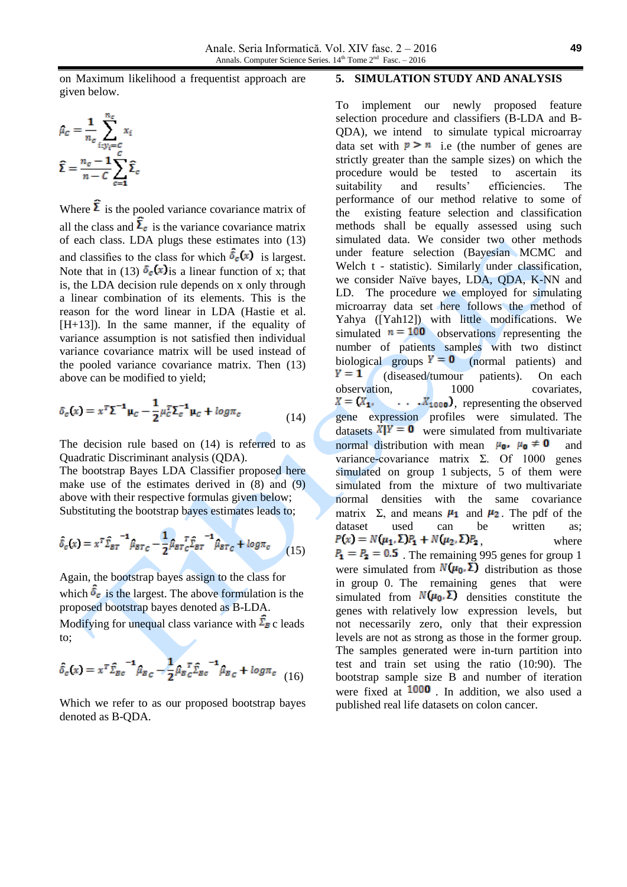on Maximum likelihood a frequentist approach are given below.

$$\hat{\mu}_c = \frac{1}{n_c}\sum_{i:y_i=c}^{n_c} x_i$$

$$\hat{\Sigma} = \frac{n_c - 1}{n - C}\sum_{c=1}^{C}\hat{\Sigma}_c$$

Where $\hat{\Sigma}$ is the pooled variance covariance matrix of all the class and $\hat{\Sigma}_c$ is the variance covariance matrix of each class. LDA plugs these estimates into (13) and classifies to the class for which $\hat{\delta}_c(x)$ is largest. Note that in (13) $\hat{\delta}_c(x)$ is a linear function of x; that is, the LDA decision rule depends on x only through a linear combination of its elements. This is the reason for the word linear in LDA (Hastie et al. [H+13]). In the same manner, if the equality of variance assumption is not satisfied then individual variance covariance matrix will be used instead of the pooled variance covariance matrix. Then (13) above can be modified to yield;

$$\delta_c(x) = x^T\Sigma^{-1}\mu_c - \frac{1}{2}\mu_c^T\Sigma_c^{-1}\mu_c + \log\pi_c \tag{14}$$

The decision rule based on (14) is referred to as Quadratic Discriminant analysis (QDA).
The bootstrap Bayes LDA Classifier proposed here make use of the estimates derived in (8) and (9) above with their respective formulas given below; Substituting the bootstrap bayes estimates leads to;

$$\hat{\delta}_c(x) = x^T\hat{\Sigma}_{BT}^{-1}\hat{\mu}_{BT_C} - \frac{1}{2}\hat{\mu}_{BT_C}^T\hat{\Sigma}_{BT}^{-1}\hat{\mu}_{BT_C} + \log\pi_c \tag{15}$$

Again, the bootstrap bayes assign to the class for which $\hat{\delta}_c$ is the largest. The above formulation is the proposed bootstrap bayes denoted as B-LDA.
Modifying for unequal class variance with $\hat{\Sigma}_B$ c leads to;

$$\hat{\delta}_c(x) = x^T\hat{\Sigma}_{Bc}^{-1}\hat{\mu}_{B_C} - \frac{1}{2}\hat{\mu}_{B_C}^T\hat{\Sigma}_{Bc}^{-1}\hat{\mu}_{B_C} + \log\pi_c \tag{16}$$

Which we refer to as our proposed bootstrap bayes denoted as B-QDA.

## 5. SIMULATION STUDY AND ANALYSIS

To implement our newly proposed feature selection procedure and classifiers (B-LDA and B-QDA), we intend to simulate typical microarray data set with $p > n$ i.e (the number of genes are strictly greater than the sample sizes) on which the procedure would be tested to ascertain its suitability and results' efficiencies. The performance of our method relative to some of the existing feature selection and classification methods shall be equally assessed using such simulated data. We consider two other methods under feature selection (Bayesian MCMC and Welch t - statistic). Similarly under classification, we consider Naïve bayes, LDA, QDA, K-NN and LD. The procedure we employed for simulating microarray data set here follows the method of Yahya ([Yah12]) with little modifications. We simulated $n = 100$ observations representing the number of patients samples with two distinct biological groups $Y = 0$ (normal patients) and $Y = 1$ (diseased/tumour patients). On each observation, 1000 covariates, $X = (X_1, \ldots, X_{1000})$, representing the observed gene expression profiles were simulated. The datasets $X|Y = 0$ were simulated from multivariate normal distribution with mean $\mu_0$, $\mu_0 \neq 0$ and variance-covariance matrix Σ. Of 1000 genes simulated on group 1 subjects, 5 of them were simulated from the mixture of two multivariate normal densities with the same covariance matrix Σ, and means $\mu_1$ and $\mu_2$. The pdf of the dataset used can be written as; $P(x) = N(\mu_1, \Sigma)P_1 + N(\mu_2, \Sigma)P_2$, where $P_1 = P_2 = 0.5$. The remaining 995 genes for group 1 were simulated from $N(\mu_0, \Sigma)$ distribution as those in group 0. The remaining genes that were simulated from $N(\mu_0, \Sigma)$ densities constitute the genes with relatively low expression levels, but not necessarily zero, only that their expression levels are not as strong as those in the former group. The samples generated were in-turn partition into test and train set using the ratio (10:90). The bootstrap sample size B and number of iteration were fixed at $1000$. In addition, we also used a published real life datasets on colon cancer.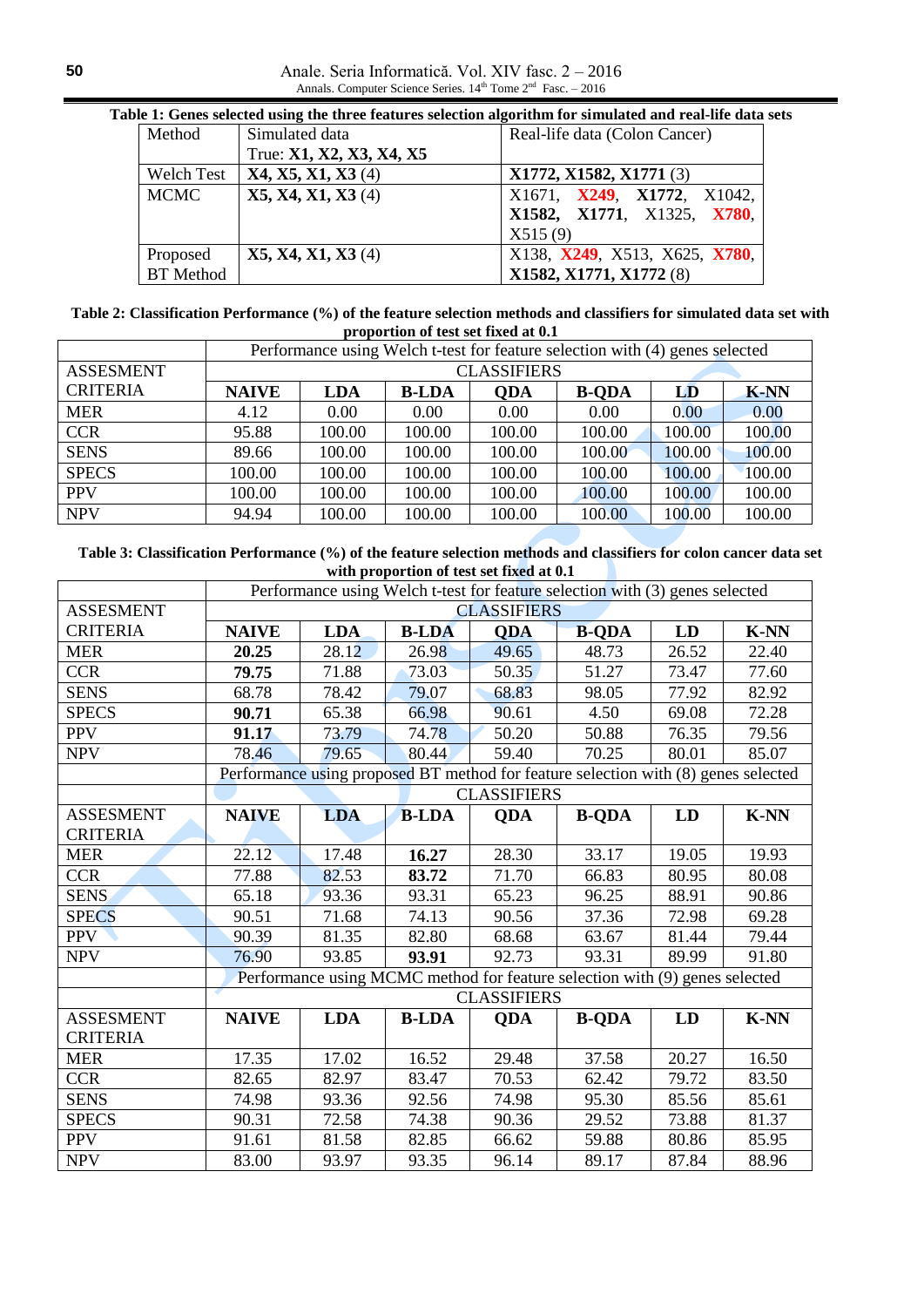**Table 1: Genes selected using the three features selection algorithm for simulated and real-life data sets**

| Method | Simulated data<br>True: **X1, X2, X3, X4, X5** | Real-life data (Colon Cancer) |
|---|---|---|
| Welch Test | **X4, X5, X1, X3** (4) | **X1772, X1582, X1771** (3) |
| MCMC | **X5, X4, X1, X3** (4) | X1671, **X249**, **X1772**, X1042, **X1582**, **X1771**, X1325, **X780**, X515 (9) |
| Proposed BT Method | **X5, X4, X1, X3** (4) | X138, **X249**, X513, X625, **X780**, **X1582, X1771, X1772** (8) |

**Table 2: Classification Performance (%) of the feature selection methods and classifiers for simulated data set with proportion of test set fixed at 0.1**

| | Performance using Welch t-test for feature selection with (4) genes selected | | | | | | |
|---|---|---|---|---|---|---|---|
| ASSESMENT | CLASSIFIERS | | | | | | |
| CRITERIA | **NAIVE** | **LDA** | **B-LDA** | **QDA** | **B-QDA** | **LD** | **K-NN** |
| MER | 4.12 | 0.00 | 0.00 | 0.00 | 0.00 | 0.00 | 0.00 |
| CCR | 95.88 | 100.00 | 100.00 | 100.00 | 100.00 | 100.00 | 100.00 |
| SENS | 89.66 | 100.00 | 100.00 | 100.00 | 100.00 | 100.00 | 100.00 |
| SPECS | 100.00 | 100.00 | 100.00 | 100.00 | 100.00 | 100.00 | 100.00 |
| PPV | 100.00 | 100.00 | 100.00 | 100.00 | 100.00 | 100.00 | 100.00 |
| NPV | 94.94 | 100.00 | 100.00 | 100.00 | 100.00 | 100.00 | 100.00 |

**Table 3: Classification Performance (%) of the feature selection methods and classifiers for colon cancer data set with proportion of test set fixed at 0.1**

| | Performance using Welch t-test for feature selection with (3) genes selected | | | | | | |
|---|---|---|---|---|---|---|---|
| ASSESMENT | CLASSIFIERS | | | | | | |
| CRITERIA | **NAIVE** | **LDA** | **B-LDA** | **QDA** | **B-QDA** | **LD** | **K-NN** |
| MER | **20.25** | 28.12 | 26.98 | 49.65 | 48.73 | 26.52 | 22.40 |
| CCR | **79.75** | 71.88 | 73.03 | 50.35 | 51.27 | 73.47 | 77.60 |
| SENS | 68.78 | 78.42 | 79.07 | 68.83 | 98.05 | 77.92 | 82.92 |
| SPECS | **90.71** | 65.38 | 66.98 | 90.61 | 4.50 | 69.08 | 72.28 |
| PPV | **91.17** | 73.79 | 74.78 | 50.20 | 50.88 | 76.35 | 79.56 |
| NPV | 78.46 | 79.65 | 80.44 | 59.40 | 70.25 | 80.01 | 85.07 |
| | Performance using proposed BT method for feature selection with (8) genes selected | | | | | | |
| | CLASSIFIERS | | | | | | |
| ASSESMENT CRITERIA | **NAIVE** | **LDA** | **B-LDA** | **QDA** | **B-QDA** | **LD** | **K-NN** |
| MER | 22.12 | 17.48 | **16.27** | 28.30 | 33.17 | 19.05 | 19.93 |
| CCR | 77.88 | 82.53 | **83.72** | 71.70 | 66.83 | 80.95 | 80.08 |
| SENS | 65.18 | 93.36 | 93.31 | 65.23 | 96.25 | 88.91 | 90.86 |
| SPECS | 90.51 | 71.68 | 74.13 | 90.56 | 37.36 | 72.98 | 69.28 |
| PPV | 90.39 | 81.35 | 82.80 | 68.68 | 63.67 | 81.44 | 79.44 |
| NPV | 76.90 | 93.85 | **93.91** | 92.73 | 93.31 | 89.99 | 91.80 |
| | Performance using MCMC method for feature selection with (9) genes selected | | | | | | |
| | CLASSIFIERS | | | | | | |
| ASSESMENT CRITERIA | **NAIVE** | **LDA** | **B-LDA** | **QDA** | **B-QDA** | **LD** | **K-NN** |
| MER | 17.35 | 17.02 | 16.52 | 29.48 | 37.58 | 20.27 | 16.50 |
| CCR | 82.65 | 82.97 | 83.47 | 70.53 | 62.42 | 79.72 | 83.50 |
| SENS | 74.98 | 93.36 | 92.56 | 74.98 | 95.30 | 85.56 | 85.61 |
| SPECS | 90.31 | 72.58 | 74.38 | 90.36 | 29.52 | 73.88 | 81.37 |
| PPV | 91.61 | 81.58 | 82.85 | 66.62 | 59.88 | 80.86 | 85.95 |
| NPV | 83.00 | 93.97 | 93.35 | 96.14 | 89.17 | 87.84 | 88.96 |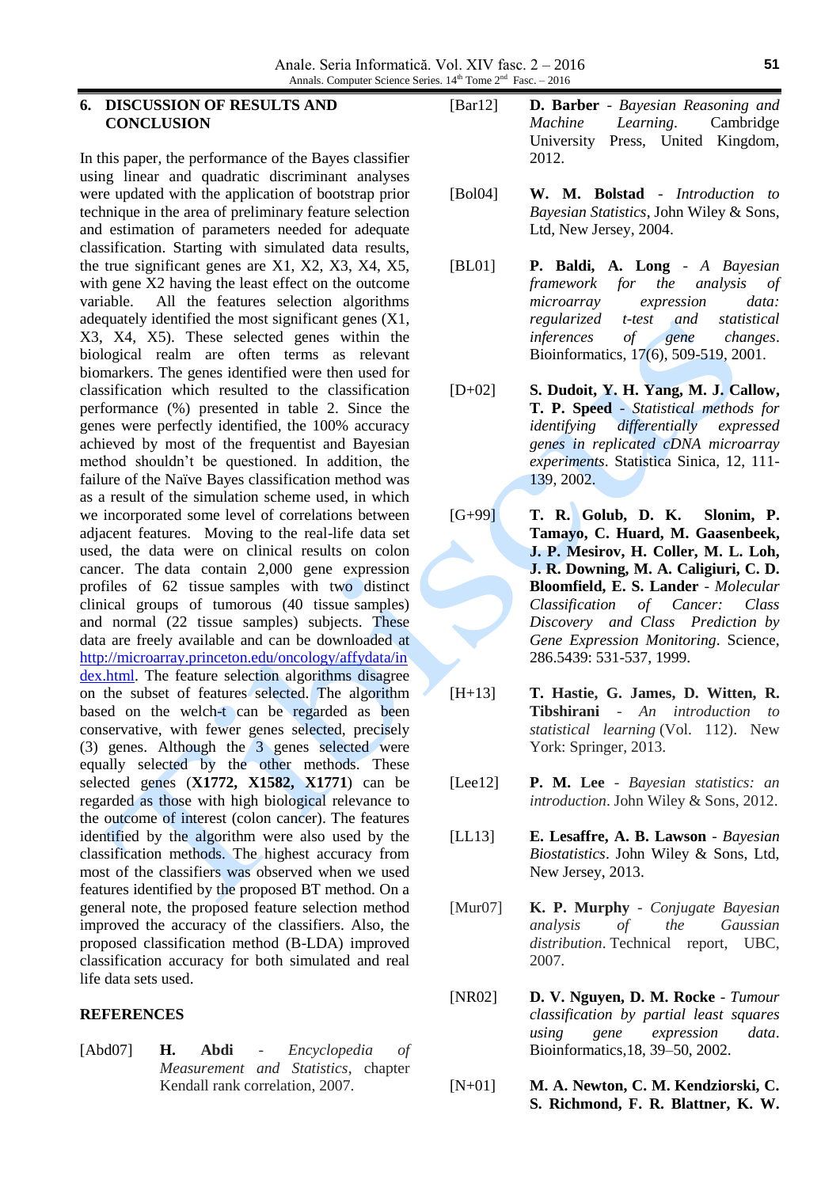## 6. DISCUSSION OF RESULTS AND CONCLUSION

In this paper, the performance of the Bayes classifier using linear and quadratic discriminant analyses were updated with the application of bootstrap prior technique in the area of preliminary feature selection and estimation of parameters needed for adequate classification. Starting with simulated data results, the true significant genes are X1, X2, X3, X4, X5, with gene X2 having the least effect on the outcome variable. All the features selection algorithms adequately identified the most significant genes (X1, X3, X4, X5). These selected genes within the biological realm are often terms as relevant biomarkers. The genes identified were then used for classification which resulted to the classification performance (%) presented in table 2. Since the genes were perfectly identified, the 100% accuracy achieved by most of the frequentist and Bayesian method shouldn't be questioned. In addition, the failure of the Naïve Bayes classification method was as a result of the simulation scheme used, in which we incorporated some level of correlations between adjacent features. Moving to the real-life data set used, the data were on clinical results on colon cancer. The data contain 2,000 gene expression profiles of 62 tissue samples with two distinct clinical groups of tumorous (40 tissue samples) and normal (22 tissue samples) subjects. These data are freely available and can be downloaded at http://microarray.princeton.edu/oncology/affydata/index.html. The feature selection algorithms disagree on the subset of features selected. The algorithm based on the welch-t can be regarded as been conservative, with fewer genes selected, precisely (3) genes. Although the 3 genes selected were equally selected by the other methods. These selected genes (**X1772, X1582, X1771**) can be regarded as those with high biological relevance to the outcome of interest (colon cancer). The features identified by the algorithm were also used by the classification methods. The highest accuracy from most of the classifiers was observed when we used features identified by the proposed BT method. On a general note, the proposed feature selection method improved the accuracy of the classifiers. Also, the proposed classification method (B-LDA) improved classification accuracy for both simulated and real life data sets used.

## REFERENCES

[Abd07] **H. Abdi** - *Encyclopedia of Measurement and Statistics*, chapter Kendall rank correlation, 2007.

[Bar12] **D. Barber** - *Bayesian Reasoning and Machine Learning*. Cambridge University Press, United Kingdom, 2012.

[Bol04] **W. M. Bolstad** - *Introduction to Bayesian Statistics*, John Wiley & Sons, Ltd, New Jersey, 2004.

[BL01] **P. Baldi, A. Long** - *A Bayesian framework for the analysis of microarray expression data: regularized t-test and statistical inferences of gene changes*. Bioinformatics, 17(6), 509-519, 2001.

[D+02] **S. Dudoit, Y. H. Yang, M. J. Callow, T. P. Speed** - *Statistical methods for identifying differentially expressed genes in replicated cDNA microarray experiments*. Statistica Sinica, 12, 111-139, 2002.

[G+99] **T. R. Golub, D. K. Slonim, P. Tamayo, C. Huard, M. Gaasenbeek, J. P. Mesirov, H. Coller, M. L. Loh, J. R. Downing, M. A. Caligiuri, C. D. Bloomfield, E. S. Lander** - *Molecular Classification of Cancer: Class Discovery and Class Prediction by Gene Expression Monitoring*. Science, 286.5439: 531-537, 1999.

[H+13] **T. Hastie, G. James, D. Witten, R. Tibshirani** - *An introduction to statistical learning* (Vol. 112). New York: Springer, 2013.

[Lee12] **P. M. Lee** - *Bayesian statistics: an introduction*. John Wiley & Sons, 2012.

[LL13] **E. Lesaffre, A. B. Lawson** - *Bayesian Biostatistics*. John Wiley & Sons, Ltd, New Jersey, 2013.

[Mur07] **K. P. Murphy** - *Conjugate Bayesian analysis of the Gaussian distribution*. Technical report, UBC, 2007.

[NR02] **D. V. Nguyen, D. M. Rocke** - *Tumour classification by partial least squares using gene expression data*. Bioinformatics,18, 39–50, 2002.

[N+01] **M. A. Newton, C. M. Kendziorski, C. S. Richmond, F. R. Blattner, K. W.**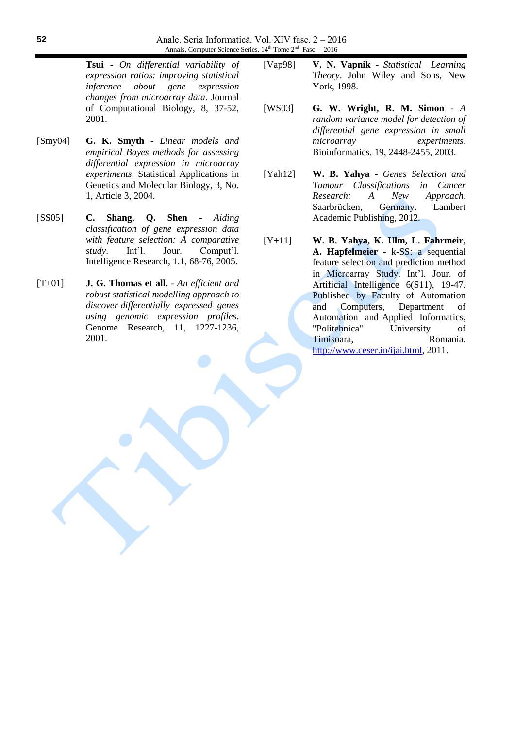**Tsui** - *On differential variability of expression ratios: improving statistical inference about gene expression changes from microarray data*. Journal of Computational Biology, 8, 37-52, 2001.

[Smy04] **G. K. Smyth** - *Linear models and empirical Bayes methods for assessing differential expression in microarray experiments*. Statistical Applications in Genetics and Molecular Biology, 3, No. 1, Article 3, 2004.

[SS05] **C. Shang, Q. Shen** - *Aiding classification of gene expression data with feature selection: A comparative study*. Int'l. Jour. Comput'l. Intelligence Research, 1.1, 68-76, 2005.

[T+01] **J. G. Thomas et all.** - *An efficient and robust statistical modelling approach to discover differentially expressed genes using genomic expression profiles*. Genome Research, 11, 1227-1236, 2001.

[Vap98] **V. N. Vapnik** - *Statistical Learning Theory*. John Wiley and Sons, New York, 1998.

[WS03] **G. W. Wright, R. M. Simon** - *A random variance model for detection of differential gene expression in small microarray experiments*. Bioinformatics, 19, 2448-2455, 2003.

[Yah12] **W. B. Yahya** - *Genes Selection and Tumour Classifications in Cancer Research: A New Approach*. Saarbrücken, Germany. Lambert Academic Publishing, 2012.

[Y+11] **W. B. Yahya, K. Ulm, L. Fahrmeir, A. Hapfelmeier** - k-SS: a sequential feature selection and prediction method in Microarray Study. Int'l. Jour. of Artificial Intelligence 6(S11), 19-47. Published by Faculty of Automation and Computers, Department of Automation and Applied Informatics, "Politehnica" University of Timisoara, Romania. http://www.ceser.in/ijai.html, 2011.